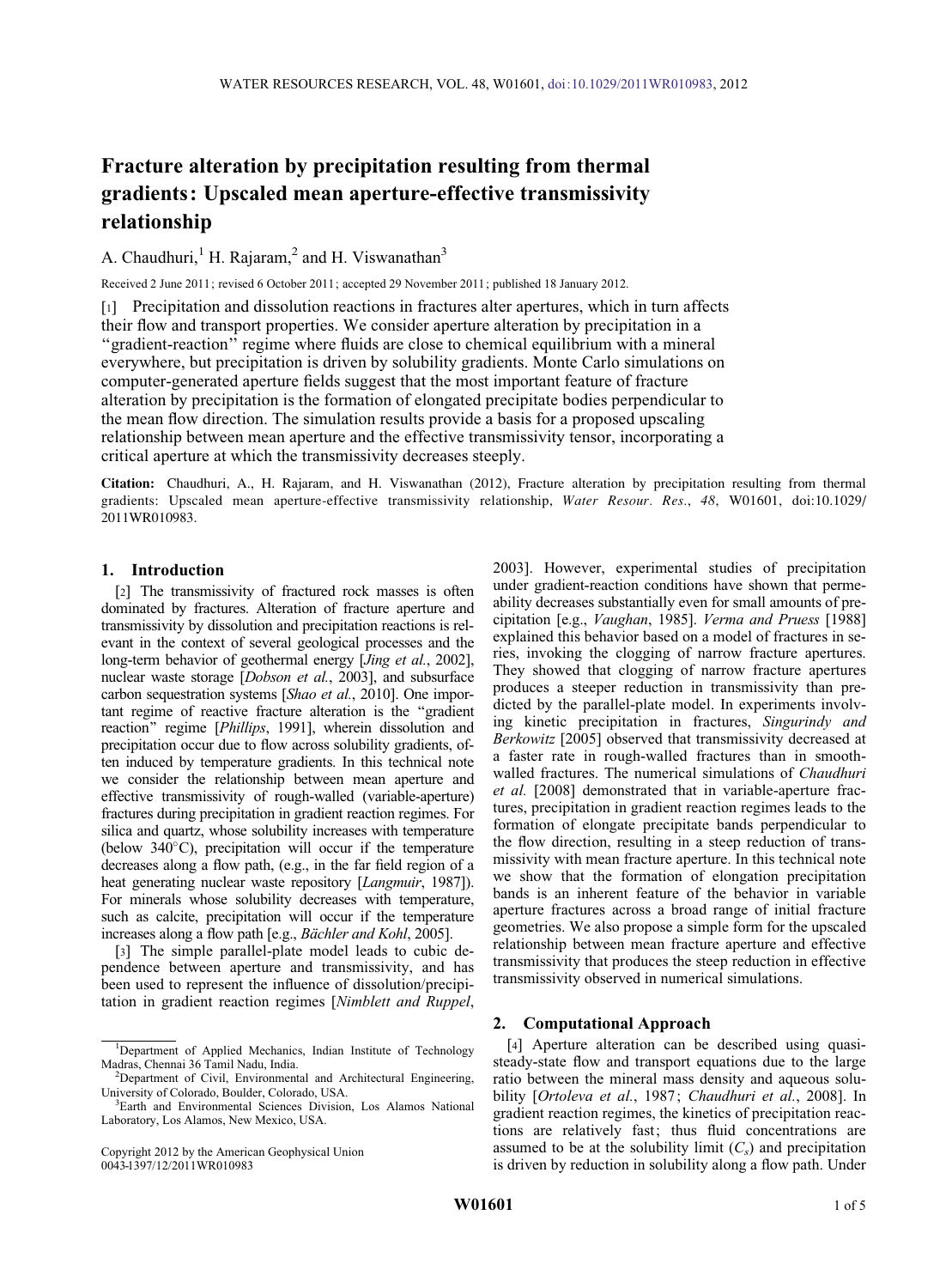# Fracture alteration by precipitation resulting from thermal gradients: Upscaled mean aperture-effective transmissivity relationship

A. Chaudhuri,[1] H. Rajaram,[2] and H. Viswanathan[3]

Received 2 June 2011; revised 6 October 2011; accepted 29 November 2011; published 18 January 2012.

[1] Precipitation and dissolution reactions in fractures alter apertures, which in turn affects their flow and transport properties. We consider aperture alteration by precipitation in a "gradient-reaction" regime where fluids are close to chemical equilibrium with a mineral everywhere, but precipitation is driven by solubility gradients. Monte Carlo simulations on computer-generated aperture fields suggest that the most important feature of fracture alteration by precipitation is the formation of elongated precipitate bodies perpendicular to the mean flow direction. The simulation results provide a basis for a proposed upscaling relationship between mean aperture and the effective transmissivity tensor, incorporating a critical aperture at which the transmissivity decreases steeply.

**Citation:** Chaudhuri, A., H. Rajaram, and H. Viswanathan (2012), Fracture alteration by precipitation resulting from thermal gradients: Upscaled mean aperture-effective transmissivity relationship, *Water Resour. Res.*, *48*, W01601, doi:10.1029/2011WR010983.

## 1. Introduction

[2] The transmissivity of fractured rock masses is often dominated by fractures. Alteration of fracture aperture and transmissivity by dissolution and precipitation reactions is relevant in the context of several geological processes and the long-term behavior of geothermal energy [*Jing et al.*, 2002], nuclear waste storage [*Dobson et al.*, 2003], and subsurface carbon sequestration systems [*Shao et al.*, 2010]. One important regime of reactive fracture alteration is the "gradient reaction" regime [*Phillips*, 1991], wherein dissolution and precipitation occur due to flow across solubility gradients, often induced by temperature gradients. In this technical note we consider the relationship between mean aperture and effective transmissivity of rough-walled (variable-aperture) fractures during precipitation in gradient reaction regimes. For silica and quartz, whose solubility increases with temperature (below 340°C), precipitation will occur if the temperature decreases along a flow path, (e.g., in the far field region of a heat generating nuclear waste repository [*Langmuir*, 1987]). For minerals whose solubility decreases with temperature, such as calcite, precipitation will occur if the temperature increases along a flow path [e.g., *Bächler and Kohl*, 2005].

[3] The simple parallel-plate model leads to cubic dependence between aperture and transmissivity, and has been used to represent the influence of dissolution/precipitation in gradient reaction regimes [*Nimblett and Ruppel*, 2003]. However, experimental studies of precipitation under gradient-reaction conditions have shown that permeability decreases substantially even for small amounts of precipitation [e.g., *Vaughan*, 1985]. *Verma and Pruess* [1988] explained this behavior based on a model of fractures in series, invoking the clogging of narrow fracture apertures. They showed that clogging of narrow fracture apertures produces a steeper reduction in transmissivity than predicted by the parallel-plate model. In experiments involving kinetic precipitation in fractures, *Singurindy and Berkowitz* [2005] observed that transmissivity decreased at a faster rate in rough-walled fractures than in smooth-walled fractures. The numerical simulations of *Chaudhuri et al.* [2008] demonstrated that in variable-aperture fractures, precipitation in gradient reaction regimes leads to the formation of elongate precipitate bands perpendicular to the flow direction, resulting in a steep reduction of transmissivity with mean fracture aperture. In this technical note we show that the formation of elongation precipitation bands is an inherent feature of the behavior in variable aperture fractures across a broad range of initial fracture geometries. We also propose a simple form for the upscaled relationship between mean fracture aperture and effective transmissivity that produces the steep reduction in effective transmissivity observed in numerical simulations.

## 2. Computational Approach

[4] Aperture alteration can be described using quasi-steady-state flow and transport equations due to the large ratio between the mineral mass density and aqueous solubility [*Ortoleva et al.*, 1987; *Chaudhuri et al.*, 2008]. In gradient reaction regimes, the kinetics of precipitation reactions are relatively fast; thus fluid concentrations are assumed to be at the solubility limit ($C_s$) and precipitation is driven by reduction in solubility along a flow path. Under

[1] Department of Applied Mechanics, Indian Institute of Technology Madras, Chennai 36 Tamil Nadu, India.

[2] Department of Civil, Environmental and Architectural Engineering, University of Colorado, Boulder, Colorado, USA.

[3] Earth and Environmental Sciences Division, Los Alamos National Laboratory, Los Alamos, New Mexico, USA.

Copyright 2012 by the American Geophysical Union
0043-1397/12/2011WR010983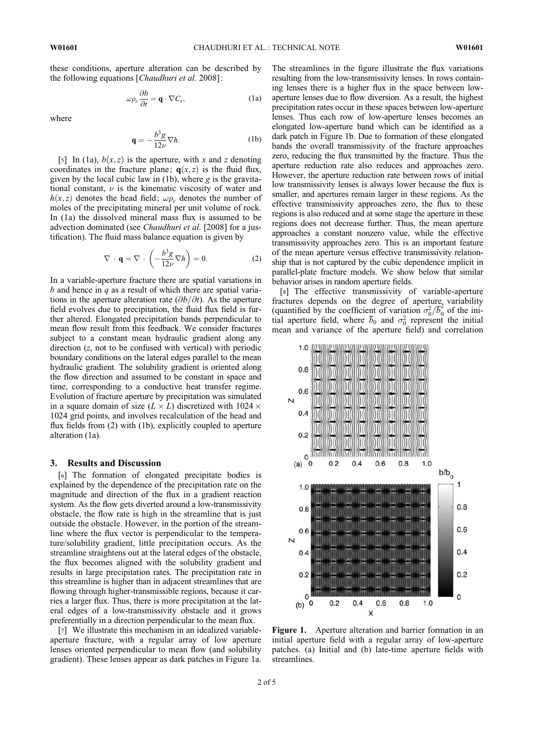these conditions, aperture alteration can be described by the following equations [*Chaudhuri et al.* 2008]:

$$\omega \rho_r \frac{\partial b}{\partial t} = \mathbf{q} \cdot \nabla C_s, \tag{1a}$$

where

$$\mathbf{q} = -\frac{b^3 g}{12\nu} \nabla h. \tag{1b}$$

[5] In (1a), $b(x, z)$ is the aperture, with $x$ and $z$ denoting coordinates in the fracture plane; $\mathbf{q}(x, z)$ is the fluid flux, given by the local cubic law in (1b), where $g$ is the gravitational constant, $\nu$ is the kinematic viscosity of water and $h(x, z)$ denotes the head field; $\omega \rho_r$ denotes the number of moles of the precipitating mineral per unit volume of rock. In (1a) the dissolved mineral mass flux is assumed to be advection dominated (see *Chaudhuri et al.* [2008] for a justification). The fluid mass balance equation is given by

$$\nabla \cdot \mathbf{q} = \nabla \cdot \left( -\frac{b^3 g}{12\nu} \nabla h \right) = 0. \tag{2}$$

In a variable-aperture fracture there are spatial variations in $b$ and hence in $q$ as a result of which there are spatial variations in the aperture alteration rate ($\partial b / \partial t$). As the aperture field evolves due to precipitation, the fluid flux field is further altered. Elongated precipitation bands perpendicular to mean flow result from this feedback. We consider fractures subject to a constant mean hydraulic gradient along any direction ($z$, not to be confused with vertical) with periodic boundary conditions on the lateral edges parallel to the mean hydraulic gradient. The solubility gradient is oriented along the flow direction and assumed to be constant in space and time, corresponding to a conductive heat transfer regime. Evolution of fracture aperture by precipitation was simulated in a square domain of size ($L \times L$) discretized with $1024 \times 1024$ grid points, and involves recalculation of the head and flux fields from (2) with (1b), explicitly coupled to aperture alteration (1a).

## 3. Results and Discussion

[6] The formation of elongated precipitate bodies is explained by the dependence of the precipitation rate on the magnitude and direction of the flux in a gradient reaction system. As the flow gets diverted around a low-transmissivity obstacle, the flow rate is high in the streamline that is just outside the obstacle. However, in the portion of the streamline where the flux vector is perpendicular to the temperature/solubility gradient, little precipitation occurs. As the streamline straightens out at the lateral edges of the obstacle, the flux becomes aligned with the solubility gradient and results in large precipitation rates. The precipitation rate in this streamline is higher than in adjacent streamlines that are flowing through higher-transmissible regions, because it carries a larger flux. Thus, there is more precipitation at the lateral edges of a low-transmissivity obstacle and it grows preferentially in a direction perpendicular to the mean flux.

[7] We illustrate this mechanism in an idealized variable-aperture fracture, with a regular array of low aperture lenses oriented perpendicular to mean flow (and solubility gradient). These lenses appear as dark patches in Figure 1a. The streamlines in the figure illustrate the flux variations resulting from the low-transmissivity lenses. In rows containing lenses there is a higher flux in the space between low-aperture lenses due to flow diversion. As a result, the highest precipitation rates occur in these spaces between low-aperture lenses. Thus each row of low-aperture lenses becomes an elongated low-aperture band which can be identified as a dark patch in Figure 1b. Due to formation of these elongated bands the overall transmissivity of the fracture approaches zero, reducing the flux transmitted by the fracture. Thus the aperture reduction rate also reduces and approaches zero. However, the aperture reduction rate between rows of initial low transmissivity lenses is always lower because the flux is smaller, and apertures remain larger in these regions. As the effective transmissivity approaches zero, the flux to these regions is also reduced and at some stage the aperture in these regions does not decrease further. Thus, the mean aperture approaches a constant nonzero value, while the effective transmissivity approaches zero. This is an important feature of the mean aperture versus effective transmissivity relationship that is not captured by the cubic dependence implicit in parallel-plate fracture models. We show below that similar behavior arises in random aperture fields.

[8] The effective transmissivity of variable-aperture fractures depends on the degree of aperture variability (quantified by the coefficient of variation $\sigma_0^2 / \overline{b}_0^2$ of the initial aperture field, where $\overline{b}_0$ and $\sigma_0^2$ represent the initial mean and variance of the aperture field) and correlation

**Figure 1.** Aperture alteration and barrier formation in an initial aperture field with a regular array of low-aperture patches. (a) Initial and (b) late-time aperture fields with streamlines.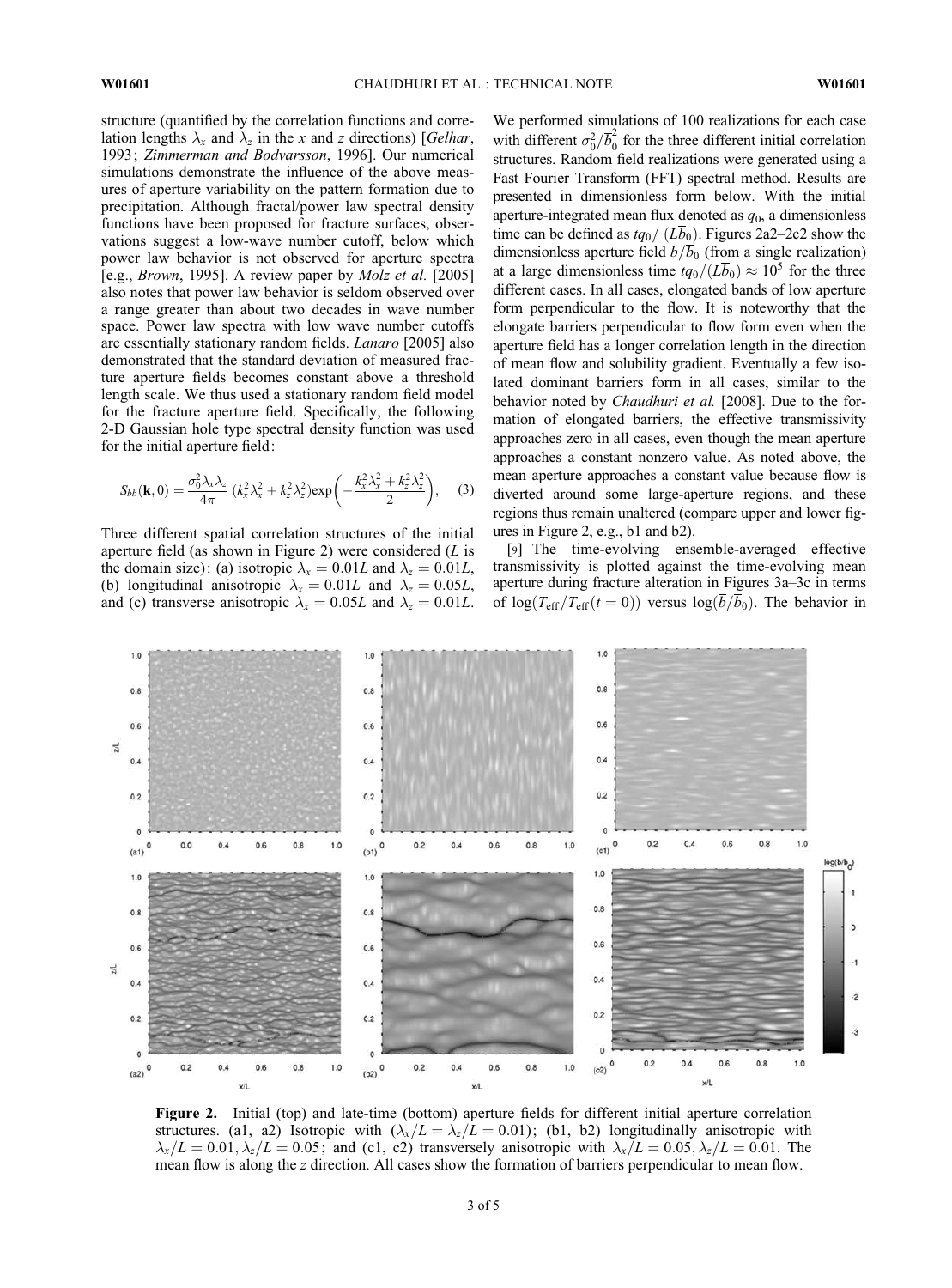structure (quantified by the correlation functions and correlation lengths $\lambda_x$ and $\lambda_z$ in the $x$ and $z$ directions) [*Gelhar*, 1993; *Zimmerman and Bodvarsson*, 1996]. Our numerical simulations demonstrate the influence of the above measures of aperture variability on the pattern formation due to precipitation. Although fractal/power law spectral density functions have been proposed for fracture surfaces, observations suggest a low-wave number cutoff, below which power law behavior is not observed for aperture spectra [e.g., *Brown*, 1995]. A review paper by *Molz et al.* [2005] also notes that power law behavior is seldom observed over a range greater than about two decades in wave number space. Power law spectra with low wave number cutoffs are essentially stationary random fields. *Lanaro* [2005] also demonstrated that the standard deviation of measured fracture aperture fields becomes constant above a threshold length scale. We thus used a stationary random field model for the fracture aperture field. Specifically, the following 2-D Gaussian hole type spectral density function was used for the initial aperture field:

$$S_{bb}(\mathbf{k},0) = \frac{\sigma_0^2 \lambda_x \lambda_z}{4\pi}\left(k_x^2\lambda_x^2 + k_z^2\lambda_z^2\right)\exp\left(-\frac{k_x^2\lambda_x^2 + k_z^2\lambda_z^2}{2}\right), \quad (3)$$

Three different spatial correlation structures of the initial aperture field (as shown in Figure 2) were considered ($L$ is the domain size): (a) isotropic $\lambda_x = 0.01L$ and $\lambda_z = 0.01L$, (b) longitudinal anisotropic $\lambda_x = 0.01L$ and $\lambda_z = 0.05L$, and (c) transverse anisotropic $\lambda_x = 0.05L$ and $\lambda_z = 0.01L$. We performed simulations of 100 realizations for each case with different $\sigma_0^2/\overline{b}_0^2$ for the three different initial correlation structures. Random field realizations were generated using a Fast Fourier Transform (FFT) spectral method. Results are presented in dimensionless form below. With the initial aperture-integrated mean flux denoted as $q_0$, a dimensionless time can be defined as $tq_0/(L\overline{b}_0)$. Figures 2a2–2c2 show the dimensionless aperture field $b/\overline{b}_0$ (from a single realization) at a large dimensionless time $tq_0/(L\overline{b}_0) \approx 10^5$ for the three different cases. In all cases, elongated bands of low aperture form perpendicular to the flow. It is noteworthy that the elongate barriers perpendicular to flow form even when the aperture field has a longer correlation length in the direction of mean flow and solubility gradient. Eventually a few isolated dominant barriers form in all cases, similar to the behavior noted by *Chaudhuri et al.* [2008]. Due to the formation of elongated barriers, the effective transmissivity approaches zero in all cases, even though the mean aperture approaches a constant nonzero value. As noted above, the mean aperture approaches a constant value because flow is diverted around some large-aperture regions, and these regions thus remain unaltered (compare upper and lower figures in Figure 2, e.g., b1 and b2).

[9] The time-evolving ensemble-averaged effective transmissivity is plotted against the time-evolving mean aperture during fracture alteration in Figures 3a–3c in terms of $\log(T_{\mathrm{eff}}/T_{\mathrm{eff}}(t=0))$ versus $\log(\overline{b}/\overline{b}_0)$. The behavior in

**Figure 2.** Initial (top) and late-time (bottom) aperture fields for different initial aperture correlation structures. (a1, a2) Isotropic with $(\lambda_x/L = \lambda_z/L = 0.01)$; (b1, b2) longitudinally anisotropic with $\lambda_x/L = 0.01, \lambda_z/L = 0.05$; and (c1, c2) transversely anisotropic with $\lambda_x/L = 0.05, \lambda_z/L = 0.01$. The mean flow is along the $z$ direction. All cases show the formation of barriers perpendicular to mean flow.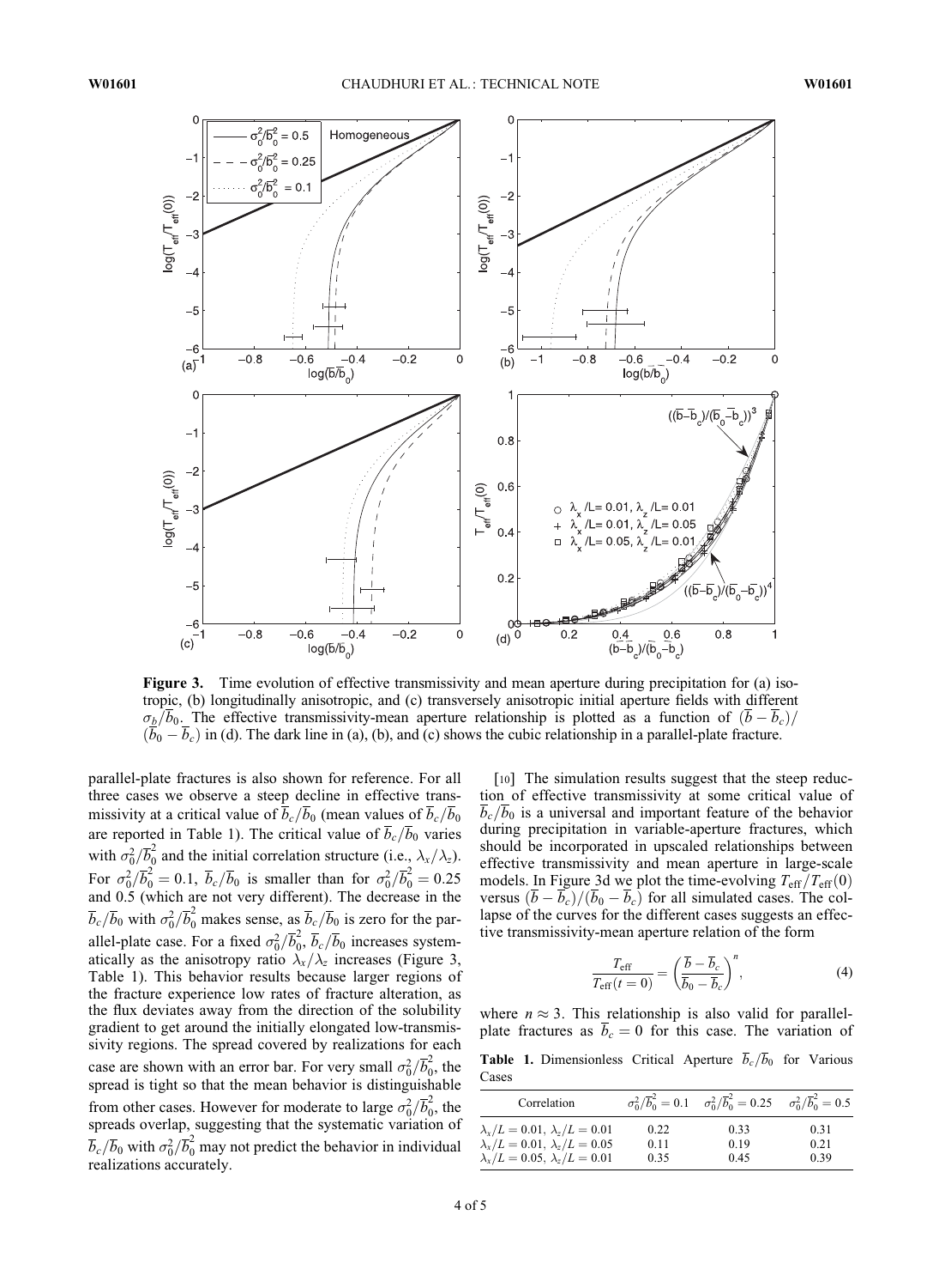**Figure 3.** Time evolution of effective transmissivity and mean aperture during precipitation for (a) isotropic, (b) longitudinally anisotropic, and (c) transversely anisotropic initial aperture fields with different $\sigma_b/\overline{b}_0$. The effective transmissivity-mean aperture relationship is plotted as a function of $(\overline{b}-\overline{b}_c)/(\overline{b}_0-\overline{b}_c)$ in (d). The dark line in (a), (b), and (c) shows the cubic relationship in a parallel-plate fracture.

parallel-plate fractures is also shown for reference. For all three cases we observe a steep decline in effective transmissivity at a critical value of $\overline{b}_c/\overline{b}_0$ (mean values of $\overline{b}_c/\overline{b}_0$ are reported in Table 1). The critical value of $\overline{b}_c/\overline{b}_0$ varies with $\sigma_0^2/\overline{b}_0^2$ and the initial correlation structure (i.e., $\lambda_x/\lambda_z$). For $\sigma_0^2/\overline{b}_0^2 = 0.1$, $\overline{b}_c/\overline{b}_0$ is smaller than for $\sigma_0^2/\overline{b}_0^2 = 0.25$ and 0.5 (which are not very different). The decrease in the $\overline{b}_c/\overline{b}_0$ with $\sigma_0^2/\overline{b}_0^2$ makes sense, as $\overline{b}_c/\overline{b}_0$ is zero for the parallel-plate case. For a fixed $\sigma_0^2/\overline{b}_0^2$, $\overline{b}_c/\overline{b}_0$ increases systematically as the anisotropy ratio $\lambda_x/\lambda_z$ increases (Figure 3, Table 1). This behavior results because larger regions of the fracture experience low rates of fracture alteration, as the flux deviates away from the direction of the solubility gradient to get around the initially elongated low-transmissivity regions. The spread covered by realizations for each case are shown with an error bar. For very small $\sigma_0^2/\overline{b}_0^2$, the spread is tight so that the mean behavior is distinguishable from other cases. However for moderate to large $\sigma_0^2/\overline{b}_0^2$, the spreads overlap, suggesting that the systematic variation of $\overline{b}_c/\overline{b}_0$ with $\sigma_0^2/\overline{b}_0^2$ may not predict the behavior in individual realizations accurately.

[10] The simulation results suggest that the steep reduction of effective transmissivity at some critical value of $\overline{b}_c/\overline{b}_0$ is a universal and important feature of the behavior during precipitation in variable-aperture fractures, which should be incorporated in upscaled relationships between effective transmissivity and mean aperture in large-scale models. In Figure 3d we plot the time-evolving $T_{\mathrm{eff}}/T_{\mathrm{eff}}(0)$ versus $(\overline{b}-\overline{b}_c)/(\overline{b}_0-\overline{b}_c)$ for all simulated cases. The collapse of the curves for the different cases suggests an effective transmissivity-mean aperture relation of the form

$$\frac{T_{\mathrm{eff}}}{T_{\mathrm{eff}}(t=0)} = \left(\frac{\overline{b}-\overline{b}_c}{\overline{b}_0-\overline{b}_c}\right)^n, \tag{4}$$

where $n \approx 3$. This relationship is also valid for parallel-plate fractures as $\overline{b}_c = 0$ for this case. The variation of

**Table 1.** Dimensionless Critical Aperture $\overline{b}_c/\overline{b}_0$ for Various Cases

| Correlation | $\sigma_0^2/\overline{b}_0^2 = 0.1$ | $\sigma_0^2/\overline{b}_0^2 = 0.25$ | $\sigma_0^2/\overline{b}_0^2 = 0.5$ |
|---|---|---|---|
| $\lambda_x/L = 0.01$, $\lambda_z/L = 0.01$ | 0.22 | 0.33 | 0.31 |
| $\lambda_x/L = 0.01$, $\lambda_z/L = 0.05$ | 0.11 | 0.19 | 0.21 |
| $\lambda_x/L = 0.05$, $\lambda_z/L = 0.01$ | 0.35 | 0.45 | 0.39 |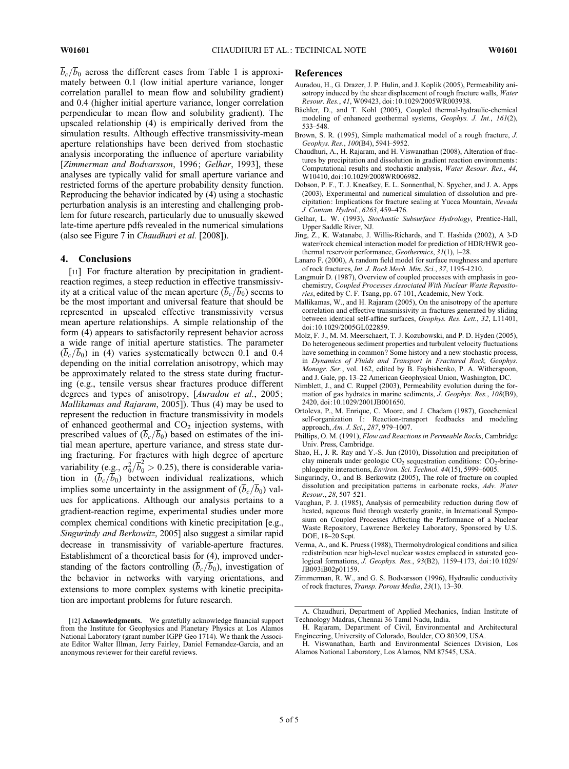$\overline{b}_c/\overline{b}_0$ across the different cases from Table 1 is approximately between 0.1 (low initial aperture variance, longer correlation parallel to mean flow and solubility gradient) and 0.4 (higher initial aperture variance, longer correlation perpendicular to mean flow and solubility gradient). The upscaled relationship (4) is empirically derived from the simulation results. Although effective transmissivity-mean aperture relationships have been derived from stochastic analysis incorporating the influence of aperture variability [*Zimmerman and Bodvarsson*, 1996; *Gelhar*, 1993], these analyses are typically valid for small aperture variance and restricted forms of the aperture probability density function. Reproducing the behavior indicated by (4) using a stochastic perturbation analysis is an interesting and challenging problem for future research, particularly due to unusually skewed late-time aperture pdfs revealed in the numerical simulations (also see Figure 7 in *Chaudhuri et al.* [2008]).

## 4. Conclusions

[11] For fracture alteration by precipitation in gradient-reaction regimes, a steep reduction in effective transmissivity at a critical value of the mean aperture ($\overline{b}_c/\overline{b}_0$) seems to be the most important and universal feature that should be represented in upscaled effective transmissivity versus mean aperture relationships. A simple relationship of the form (4) appears to satisfactorily represent behavior across a wide range of initial aperture statistics. The parameter ($\overline{b}_c/\overline{b}_0$) in (4) varies systematically between 0.1 and 0.4 depending on the initial correlation anisotropy, which may be approximately related to the stress state during fracturing (e.g., tensile versus shear fractures produce different degrees and types of anisotropy, [*Auradou et al.*, 2005; *Mallikamas and Rajaram*, 2005]). Thus (4) may be used to represent the reduction in fracture transmissivity in models of enhanced geothermal and $CO_2$ injection systems, with prescribed values of ($\overline{b}_c/\overline{b}_0$) based on estimates of the initial mean aperture, aperture variance, and stress state during fracturing. For fractures with high degree of aperture variability (e.g., $\sigma_0^2/\overline{b}_0^2 > 0.25$), there is considerable variation in ($\overline{b}_c/\overline{b}_0$) between individual realizations, which implies some uncertainty in the assignment of ($\overline{b}_c/\overline{b}_0$) values for applications. Although our analysis pertains to a gradient-reaction regime, experimental studies under more complex chemical conditions with kinetic precipitation [e.g., *Singurindy and Berkowitz*, 2005] also suggest a similar rapid decrease in transmissivity of variable-aperture fractures. Establishment of a theoretical basis for (4), improved understanding of the factors controlling ($\overline{b}_c/\overline{b}_0$), investigation of the behavior in networks with varying orientations, and extensions to more complex systems with kinetic precipitation are important problems for future research.

[12] **Acknowledgments.** We gratefully acknowledge financial support from the Institute for Geophysics and Planetary Physics at Los Alamos National Laboratory (grant number IGPP Geo 1714). We thank the Associate Editor Walter Illman, Jerry Fairley, Daniel Fernandez-Garcia, and an anonymous reviewer for their careful reviews.

## References

Auradou, H., G. Drazer, J. P. Hulin, and J. Koplik (2005), Permeability anisotropy induced by the shear displacement of rough fracture walls, *Water Resour. Res.*, *41*, W09423, doi:10.1029/2005WR003938.

Bächler, D., and T. Kohl (2005), Coupled thermal-hydraulic-chemical modeling of enhanced geothermal systems, *Geophys. J. Int.*, *161*(2), 533–548.

Brown, S. R. (1995), Simple mathematical model of a rough fracture, *J. Geophys. Res.*, *100*(B4), 5941–5952.

Chaudhuri, A., H. Rajaram, and H. Viswanathan (2008), Alteration of fractures by precipitation and dissolution in gradient reaction environments: Computational results and stochastic analysis, *Water Resour. Res.*, *44*, W10410, doi:10.1029/2008WR006982.

Dobson, P. F., T. J. Kneafsey, E. L. Sonnenthal, N. Spycher, and J. A. Apps (2003), Experimental and numerical simulation of dissolution and precipitation: Implications for fracture sealing at Yucca Mountain, *Nevada J. Contam. Hydrol.*, *6263*, 459–476.

Gelhar, L. W. (1993), *Stochastic Subsurface Hydrology*, Prentice-Hall, Upper Saddle River, NJ.

Jing, Z., K. Watanabe, J. Willis-Richards, and T. Hashida (2002), A 3-D water/rock chemical interaction model for prediction of HDR/HWR geothermal reservoir performance, *Geothermics*, *31*(1), 1–28.

Lanaro F. (2000), A random field model for surface roughness and aperture of rock fractures, *Int. J. Rock Mech. Min. Sci.*, *37*, 1195–1210.

Langmuir D. (1987), Overview of coupled processes with emphasis in geochemistry, *Coupled Processes Associated With Nuclear Waste Repositories*, edited by C. F. Tsang, pp. 67–101, Academic, New York.

Mallikamas, W., and H. Rajaram (2005), On the anisotropy of the aperture correlation and effective transmissivity in fractures generated by sliding between identical self-affine surfaces, *Geophys. Res. Lett.*, *32*, L11401, doi:10.1029/2005GL022859.

Molz, F. J., M. M. Meerschaert, T. J. Kozubowski, and P. D. Hyden (2005), Do heterogeneous sediment properties and turbulent velocity fluctuations have something in common? Some history and a new stochastic process, in *Dynamics of Fluids and Transport in Fractured Rock, Geophys. Monogr. Ser.*, vol. 162, edited by B. Faybishenko, P. A. Witherspoon, and J. Gale, pp. 13–22 American Geophysical Union, Washington, DC.

Nimblett, J., and C. Ruppel (2003), Permeability evolution during the formation of gas hydrates in marine sediments, *J. Geophys. Res.*, *108*(B9), 2420, doi:10.1029/2001JB001650.

Ortoleva, P., M. Enrique, C. Moore, and J. Chadam (1987), Geochemical self-organization I: Reaction-transport feedbacks and modeling approach, *Am. J. Sci.*, *287*, 979–1007.

Phillips, O. M. (1991), *Flow and Reactions in Permeable Rocks*, Cambridge Univ. Press, Cambridge.

Shao, H., J. R. Ray and Y.-S. Jun (2010), Dissolution and precipitation of clay minerals under geologic $CO_2$ sequestration conditions: $CO_2$-brine-phlogopite interactions, *Environ. Sci. Technol. 44*(15), 5999–6005.

Singurindy, O., and B. Berkowitz (2005), The role of fracture on coupled dissolution and precipitation patterns in carbonate rocks, *Adv. Water Resour.*, *28*, 507–521.

Vaughan, P. J. (1985), Analysis of permeability reduction during flow of heated, aqueous fluid through westerly granite, in International Symposium on Coupled Processes Affecting the Performance of a Nuclear Waste Repository, Lawrence Berkeley Laboratory, Sponsored by U.S. DOE, 18–20 Sept.

Verma, A., and K. Pruess (1988), Thermohydrological conditions and silica redistribution near high-level nuclear wastes emplaced in saturated geological formations, *J. Geophys. Res.*, *93*(B2), 1159–1173, doi:10.1029/JB093iB02p01159.

Zimmerman, R. W., and G. S. Bodvarsson (1996), Hydraulic conductivity of rock fractures, *Transp. Porous Media*, *23*(1), 13–30.

A. Chaudhuri, Department of Applied Mechanics, Indian Institute of Technology Madras, Chennai 36 Tamil Nadu, India.

H. Rajaram, Department of Civil, Environmental and Architectural Engineering, University of Colorado, Boulder, CO 80309, USA.

H. Viswanathan, Earth and Environmental Sciences Division, Los Alamos National Laboratory, Los Alamos, NM 87545, USA.